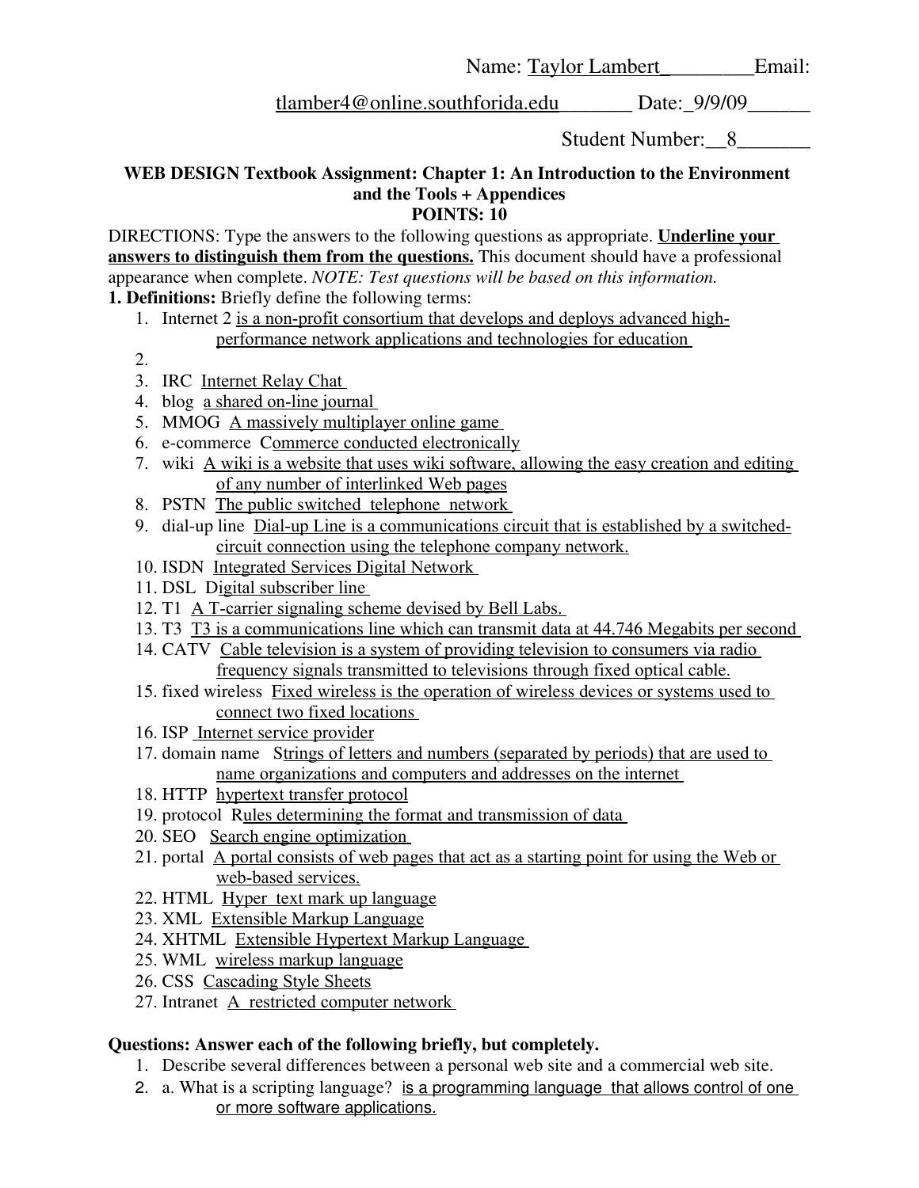Name: <u>Taylor Lambert</u>________Email:

<u>tlamber4@online.southforida.edu</u>_______ Date:_9/9/09______

Student Number:__8_______

**WEB DESIGN Textbook Assignment: Chapter 1: An Introduction to the Environment and the Tools + Appendices**

**POINTS: 10**

DIRECTIONS: Type the answers to the following questions as appropriate. **<u>Underline your answers to distinguish them from the questions.</u>** This document should have a professional appearance when complete. *NOTE: Test questions will be based on this information.*

**1. Definitions:** Briefly define the following terms:

1. Internet 2 <u>is a non-profit consortium that develops and deploys advanced high-performance network applications and technologies for education</u>
2. 
3. IRC <u>Internet Relay Chat</u>
4. blog <u>a shared on-line journal</u>
5. MMOG <u>A massively multiplayer online game</u>
6. e-commerce C<u>ommerce conducted electronically</u>
7. wiki <u>A wiki is a website that uses wiki software, allowing the easy creation and editing of any number of interlinked Web pages</u>
8. PSTN <u>The public switched telephone network</u>
9. dial-up line <u>Dial-up Line is a communications circuit that is established by a switched-circuit connection using the telephone company network.</u>
10. ISDN <u>Integrated Services Digital Network</u>
11. DSL D<u>igital subscriber line</u>
12. T1 <u>A T-carrier signaling scheme devised by Bell Labs.</u>
13. T3 <u>T3 is a communications line which can transmit data at 44.746 Megabits per second</u>
14. CATV <u>Cable television is a system of providing television to consumers via radio frequency signals transmitted to televisions through fixed optical cable.</u>
15. fixed wireless <u>Fixed wireless is the operation of wireless devices or systems used to connect two fixed locations</u>
16. ISP <u>Internet service provider</u>
17. domain name S<u>trings of letters and numbers (separated by periods) that are used to name organizations and computers and addresses on the internet</u>
18. HTTP <u>hypertext transfer protocol</u>
19. protocol R<u>ules determining the format and transmission of data</u>
20. SEO <u>Search engine optimization</u>
21. portal <u>A portal consists of web pages that act as a starting point for using the Web or web-based services.</u>
22. HTML <u>Hyper text mark up language</u>
23. XML <u>Extensible Markup Language</u>
24. XHTML <u>Extensible Hypertext Markup Language</u>
25. WML <u>wireless markup language</u>
26. CSS <u>Cascading Style Sheets</u>
27. Intranet <u>A restricted computer network</u>

**Questions: Answer each of the following briefly, but completely.**

1. Describe several differences between a personal web site and a commercial web site.
2. a. What is a scripting language? <u>is a programming language that allows control of one or more software applications.</u>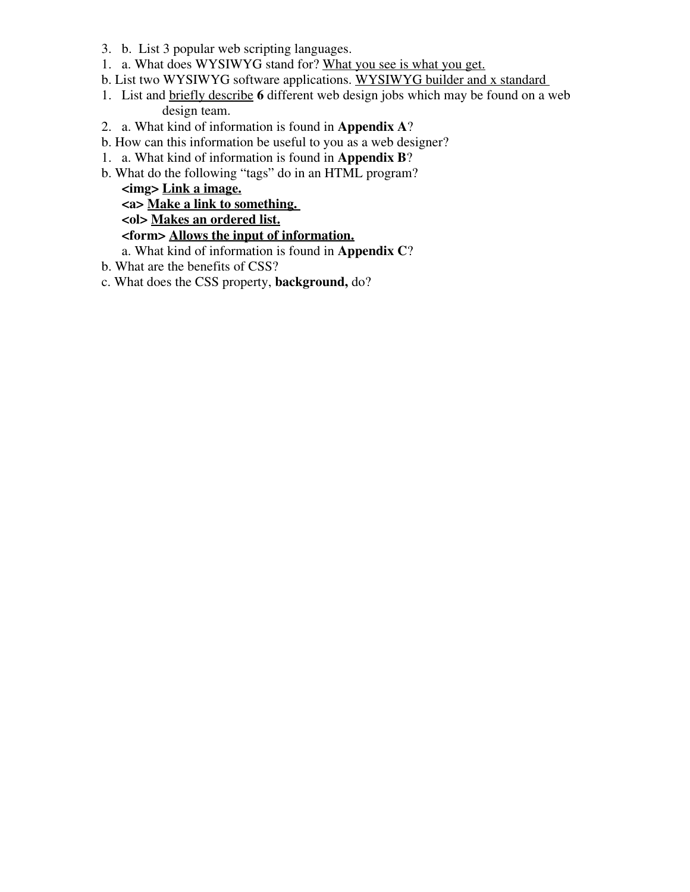3. b. List 3 popular web scripting languages.
1. a. What does WYSIWYG stand for? <u>What you see is what you get.</u>

b. List two WYSIWYG software applications. <u>WYSIWYG builder and x standard</u>

1. List and <u>briefly describe</u> **6** different web design jobs which may be found on a web design team.
2. a. What kind of information is found in **Appendix A**?

b. How can this information be useful to you as a web designer?

1. a. What kind of information is found in **Appendix B**?

b. What do the following "tags" do in an HTML program?

**<img>** **<u>Link a image.</u>**

**<a>** **<u>Make a link to something.</u>**

**<ol>** **<u>Makes an ordered list.</u>**

**<form>** **<u>Allows the input of information.</u>**

a. What kind of information is found in **Appendix C**?

b. What are the benefits of CSS?

c. What does the CSS property, **background,** do?